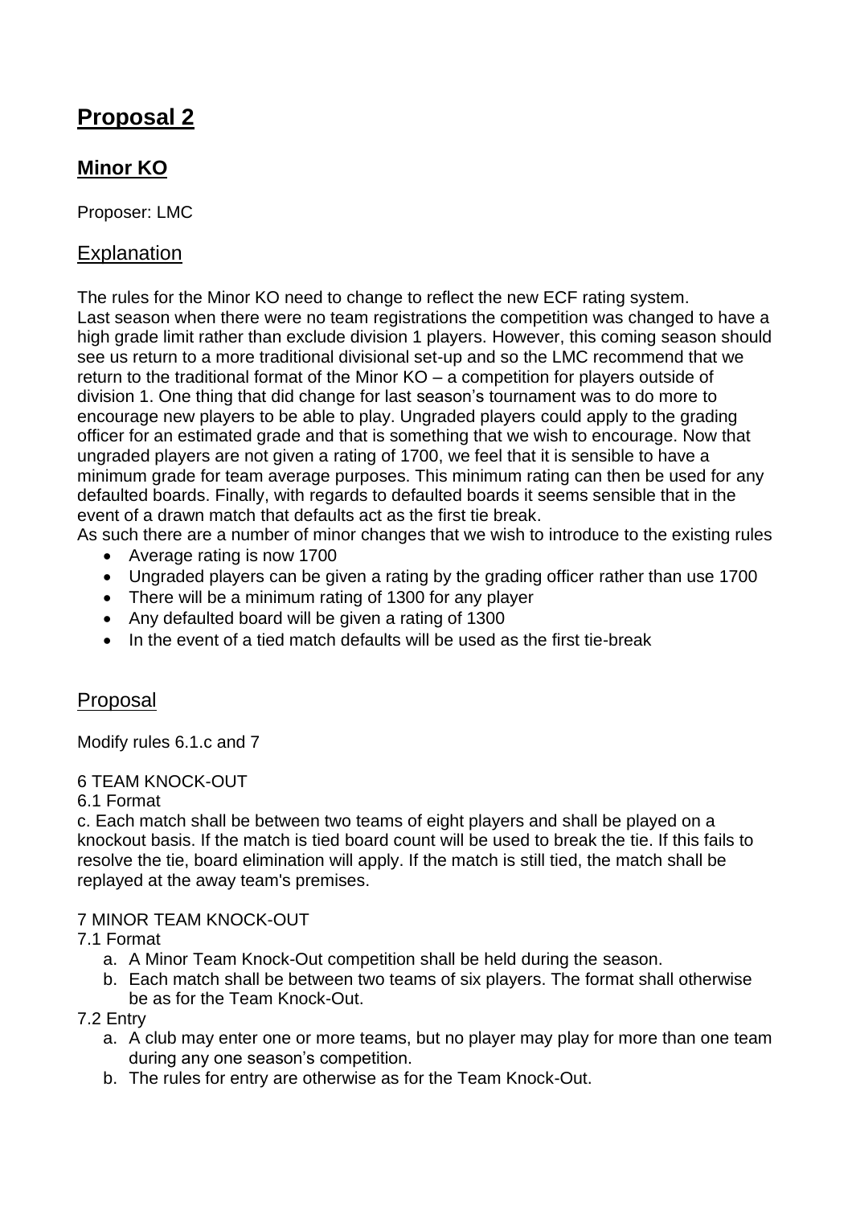# Proposal 2

## Minor KO

Proposer: LMC

### Explanation

The rules for the Minor KO need to change to reflect the new ECF rating system.
Last season when there were no team registrations the competition was changed to have a high grade limit rather than exclude division 1 players. However, this coming season should see us return to a more traditional divisional set-up and so the LMC recommend that we return to the traditional format of the Minor KO – a competition for players outside of division 1. One thing that did change for last season's tournament was to do more to encourage new players to be able to play. Ungraded players could apply to the grading officer for an estimated grade and that is something that we wish to encourage. Now that ungraded players are not given a rating of 1700, we feel that it is sensible to have a minimum grade for team average purposes. This minimum rating can then be used for any defaulted boards. Finally, with regards to defaulted boards it seems sensible that in the event of a drawn match that defaults act as the first tie break.
As such there are a number of minor changes that we wish to introduce to the existing rules

- Average rating is now 1700
- Ungraded players can be given a rating by the grading officer rather than use 1700
- There will be a minimum rating of 1300 for any player
- Any defaulted board will be given a rating of 1300
- In the event of a tied match defaults will be used as the first tie-break

### Proposal

Modify rules 6.1.c and 7

6 TEAM KNOCK-OUT

6.1 Format

c. Each match shall be between two teams of eight players and shall be played on a knockout basis. If the match is tied board count will be used to break the tie. If this fails to resolve the tie, board elimination will apply. If the match is still tied, the match shall be replayed at the away team's premises.

7 MINOR TEAM KNOCK-OUT

7.1 Format

a. A Minor Team Knock-Out competition shall be held during the season.
b. Each match shall be between two teams of six players. The format shall otherwise be as for the Team Knock-Out.

7.2 Entry

a. A club may enter one or more teams, but no player may play for more than one team during any one season's competition.
b. The rules for entry are otherwise as for the Team Knock-Out.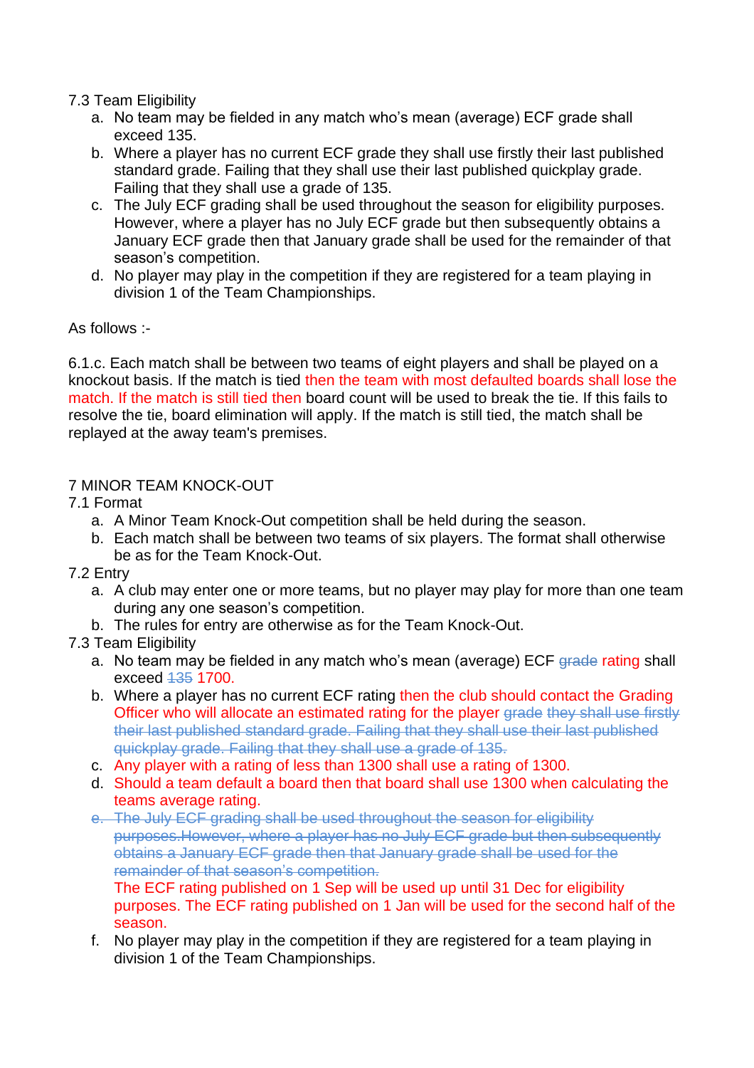7.3 Team Eligibility

a. No team may be fielded in any match who's mean (average) ECF grade shall exceed 135.
b. Where a player has no current ECF grade they shall use firstly their last published standard grade. Failing that they shall use their last published quickplay grade. Failing that they shall use a grade of 135.
c. The July ECF grading shall be used throughout the season for eligibility purposes. However, where a player has no July ECF grade but then subsequently obtains a January ECF grade then that January grade shall be used for the remainder of that season's competition.
d. No player may play in the competition if they are registered for a team playing in division 1 of the Team Championships.

As follows :-

6.1.c. Each match shall be between two teams of eight players and shall be played on a knockout basis. If the match is tied then the team with most defaulted boards shall lose the match. If the match is still tied then board count will be used to break the tie. If this fails to resolve the tie, board elimination will apply. If the match is still tied, the match shall be replayed at the away team's premises.

7 MINOR TEAM KNOCK-OUT

7.1 Format

a. A Minor Team Knock-Out competition shall be held during the season.
b. Each match shall be between two teams of six players. The format shall otherwise be as for the Team Knock-Out.

7.2 Entry

a. A club may enter one or more teams, but no player may play for more than one team during any one season's competition.
b. The rules for entry are otherwise as for the Team Knock-Out.

7.3 Team Eligibility

a. No team may be fielded in any match who's mean (average) ECF ~~grade~~ rating shall exceed ~~135~~ 1700.
b. Where a player has no current ECF rating then the club should contact the Grading Officer who will allocate an estimated rating for the player ~~grade they shall use firstly their last published standard grade. Failing that they shall use their last published quickplay grade. Failing that they shall use a grade of 135.~~
c. Any player with a rating of less than 1300 shall use a rating of 1300.
d. Should a team default a board then that board shall use 1300 when calculating the teams average rating.
e. ~~The July ECF grading shall be used throughout the season for eligibility purposes.However, where a player has no July ECF grade but then subsequently obtains a January ECF grade then that January grade shall be used for the remainder of that season's competition.~~
   The ECF rating published on 1 Sep will be used up until 31 Dec for eligibility purposes. The ECF rating published on 1 Jan will be used for the second half of the season.
f. No player may play in the competition if they are registered for a team playing in division 1 of the Team Championships.